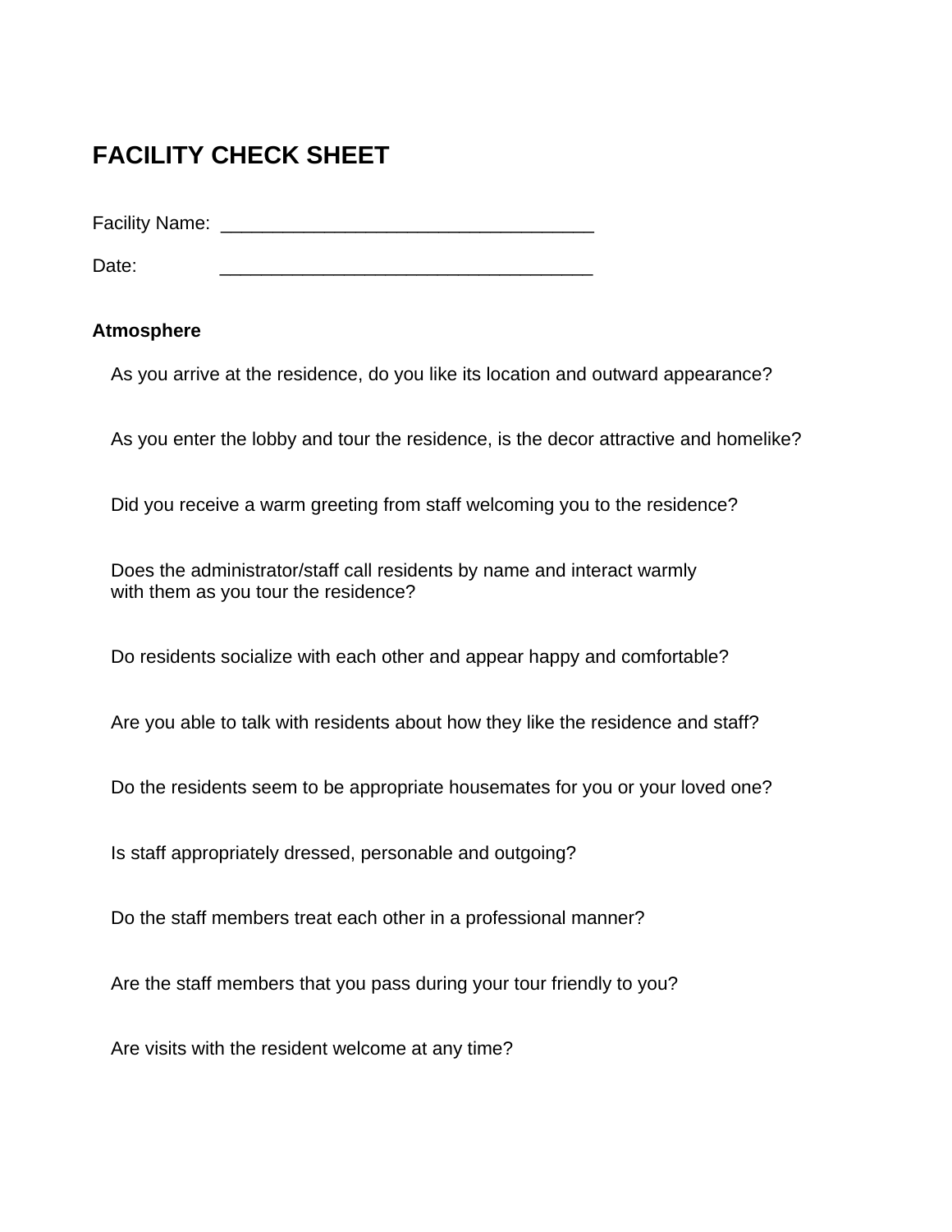# FACILITY CHECK SHEET

Facility Name: ___________________________________

Date: ___________________________________

**Atmosphere**

As you arrive at the residence, do you like its location and outward appearance?

As you enter the lobby and tour the residence, is the decor attractive and homelike?

Did you receive a warm greeting from staff welcoming you to the residence?

Does the administrator/staff call residents by name and interact warmly with them as you tour the residence?

Do residents socialize with each other and appear happy and comfortable?

Are you able to talk with residents about how they like the residence and staff?

Do the residents seem to be appropriate housemates for you or your loved one?

Is staff appropriately dressed, personable and outgoing?

Do the staff members treat each other in a professional manner?

Are the staff members that you pass during your tour friendly to you?

Are visits with the resident welcome at any time?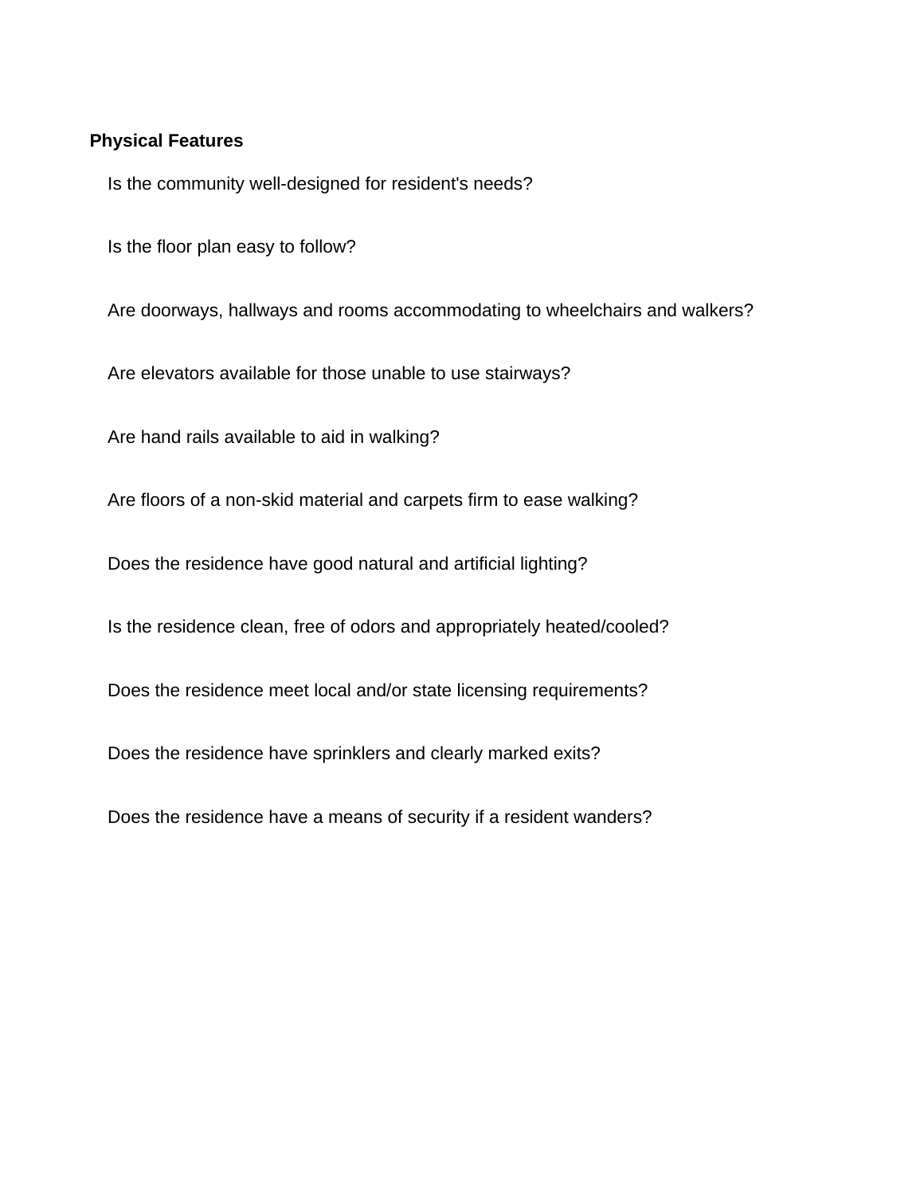**Physical Features**

Is the community well-designed for resident's needs?

Is the floor plan easy to follow?

Are doorways, hallways and rooms accommodating to wheelchairs and walkers?

Are elevators available for those unable to use stairways?

Are hand rails available to aid in walking?

Are floors of a non-skid material and carpets firm to ease walking?

Does the residence have good natural and artificial lighting?

Is the residence clean, free of odors and appropriately heated/cooled?

Does the residence meet local and/or state licensing requirements?

Does the residence have sprinklers and clearly marked exits?

Does the residence have a means of security if a resident wanders?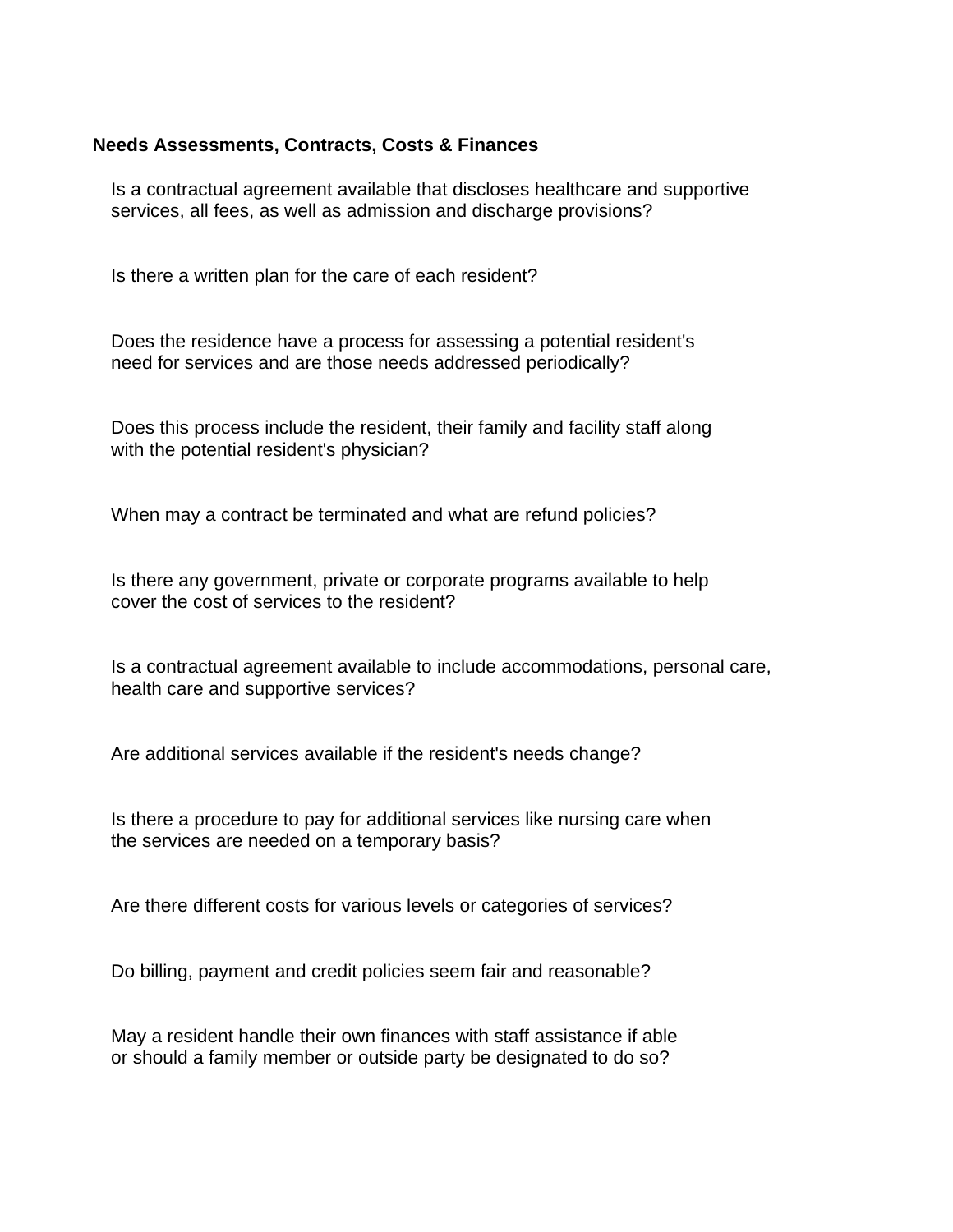**Needs Assessments, Contracts, Costs & Finances**

Is a contractual agreement available that discloses healthcare and supportive services, all fees, as well as admission and discharge provisions?

Is there a written plan for the care of each resident?

Does the residence have a process for assessing a potential resident's need for services and are those needs addressed periodically?

Does this process include the resident, their family and facility staff along with the potential resident's physician?

When may a contract be terminated and what are refund policies?

Is there any government, private or corporate programs available to help cover the cost of services to the resident?

Is a contractual agreement available to include accommodations, personal care, health care and supportive services?

Are additional services available if the resident's needs change?

Is there a procedure to pay for additional services like nursing care when the services are needed on a temporary basis?

Are there different costs for various levels or categories of services?

Do billing, payment and credit policies seem fair and reasonable?

May a resident handle their own finances with staff assistance if able or should a family member or outside party be designated to do so?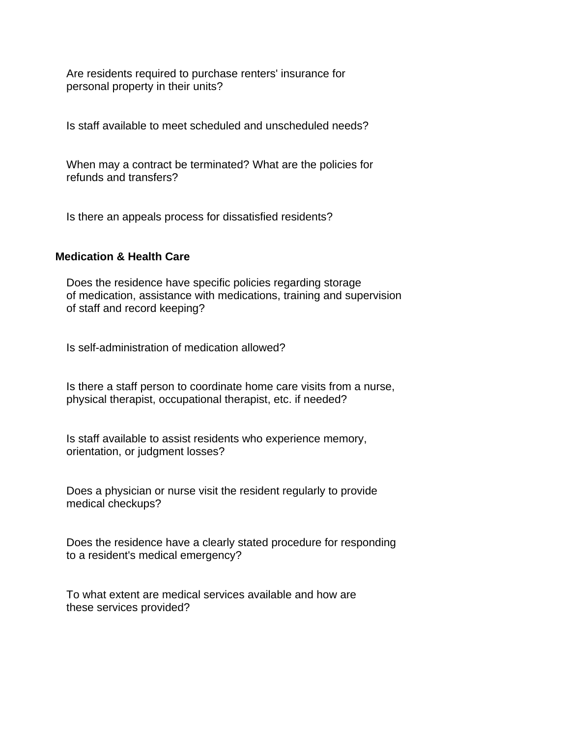Are residents required to purchase renters' insurance for personal property in their units?

Is staff available to meet scheduled and unscheduled needs?

When may a contract be terminated? What are the policies for refunds and transfers?

Is there an appeals process for dissatisfied residents?

**Medication & Health Care**

Does the residence have specific policies regarding storage of medication, assistance with medications, training and supervision of staff and record keeping?

Is self-administration of medication allowed?

Is there a staff person to coordinate home care visits from a nurse, physical therapist, occupational therapist, etc. if needed?

Is staff available to assist residents who experience memory, orientation, or judgment losses?

Does a physician or nurse visit the resident regularly to provide medical checkups?

Does the residence have a clearly stated procedure for responding to a resident's medical emergency?

To what extent are medical services available and how are these services provided?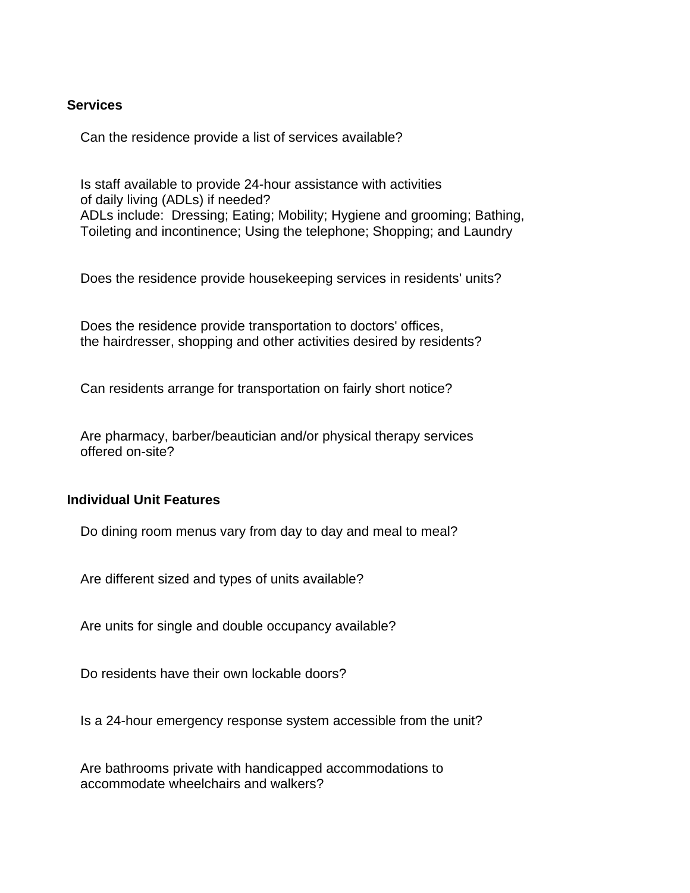## Services

Can the residence provide a list of services available?

Is staff available to provide 24-hour assistance with activities of daily living (ADLs) if needed?
ADLs include: Dressing; Eating; Mobility; Hygiene and grooming; Bathing, Toileting and incontinence; Using the telephone; Shopping; and Laundry

Does the residence provide housekeeping services in residents' units?

Does the residence provide transportation to doctors' offices, the hairdresser, shopping and other activities desired by residents?

Can residents arrange for transportation on fairly short notice?

Are pharmacy, barber/beautician and/or physical therapy services offered on-site?

## Individual Unit Features

Do dining room menus vary from day to day and meal to meal?

Are different sized and types of units available?

Are units for single and double occupancy available?

Do residents have their own lockable doors?

Is a 24-hour emergency response system accessible from the unit?

Are bathrooms private with handicapped accommodations to accommodate wheelchairs and walkers?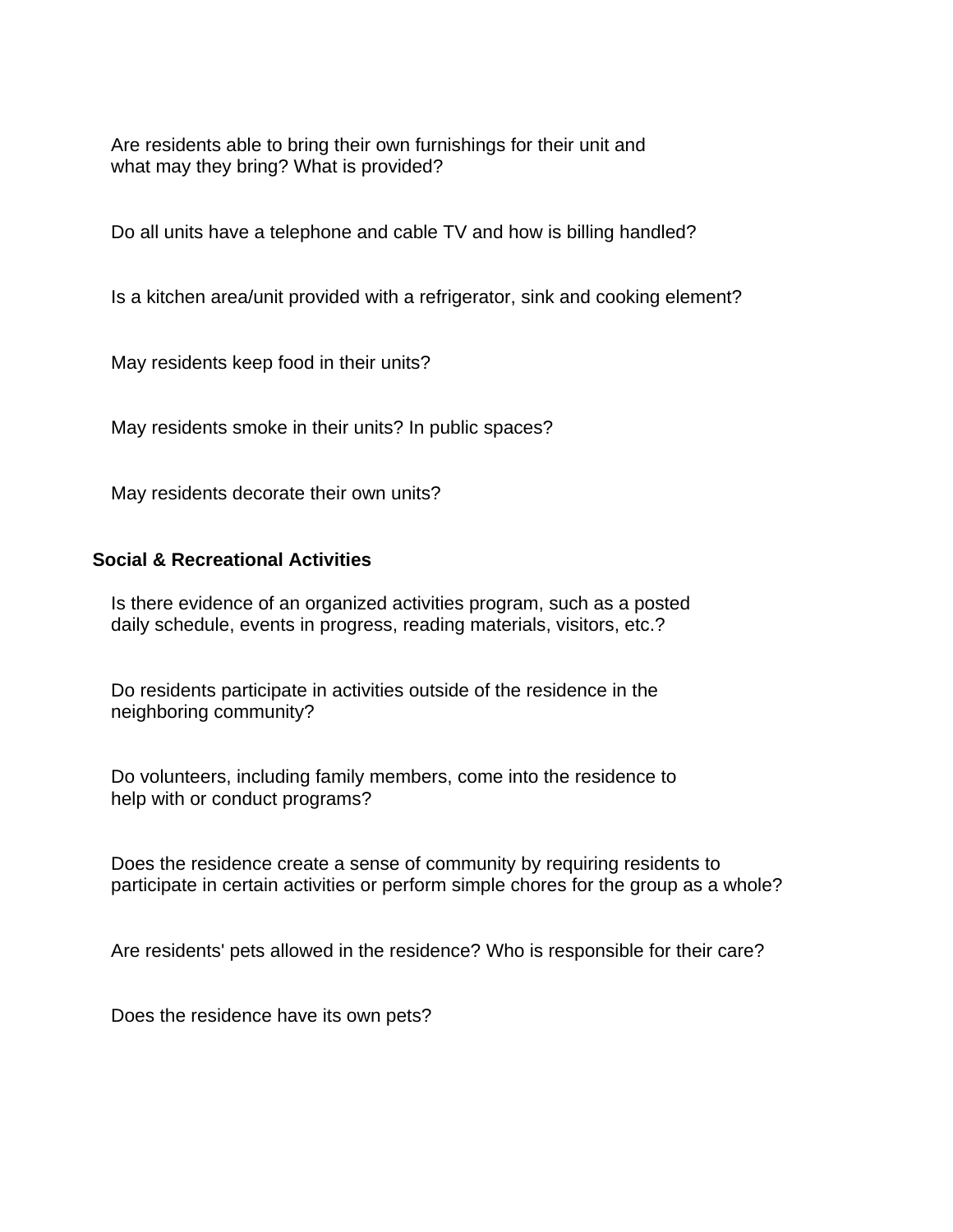Are residents able to bring their own furnishings for their unit and what may they bring? What is provided?

Do all units have a telephone and cable TV and how is billing handled?

Is a kitchen area/unit provided with a refrigerator, sink and cooking element?

May residents keep food in their units?

May residents smoke in their units? In public spaces?

May residents decorate their own units?

**Social & Recreational Activities**

Is there evidence of an organized activities program, such as a posted daily schedule, events in progress, reading materials, visitors, etc.?

Do residents participate in activities outside of the residence in the neighboring community?

Do volunteers, including family members, come into the residence to help with or conduct programs?

Does the residence create a sense of community by requiring residents to participate in certain activities or perform simple chores for the group as a whole?

Are residents' pets allowed in the residence? Who is responsible for their care?

Does the residence have its own pets?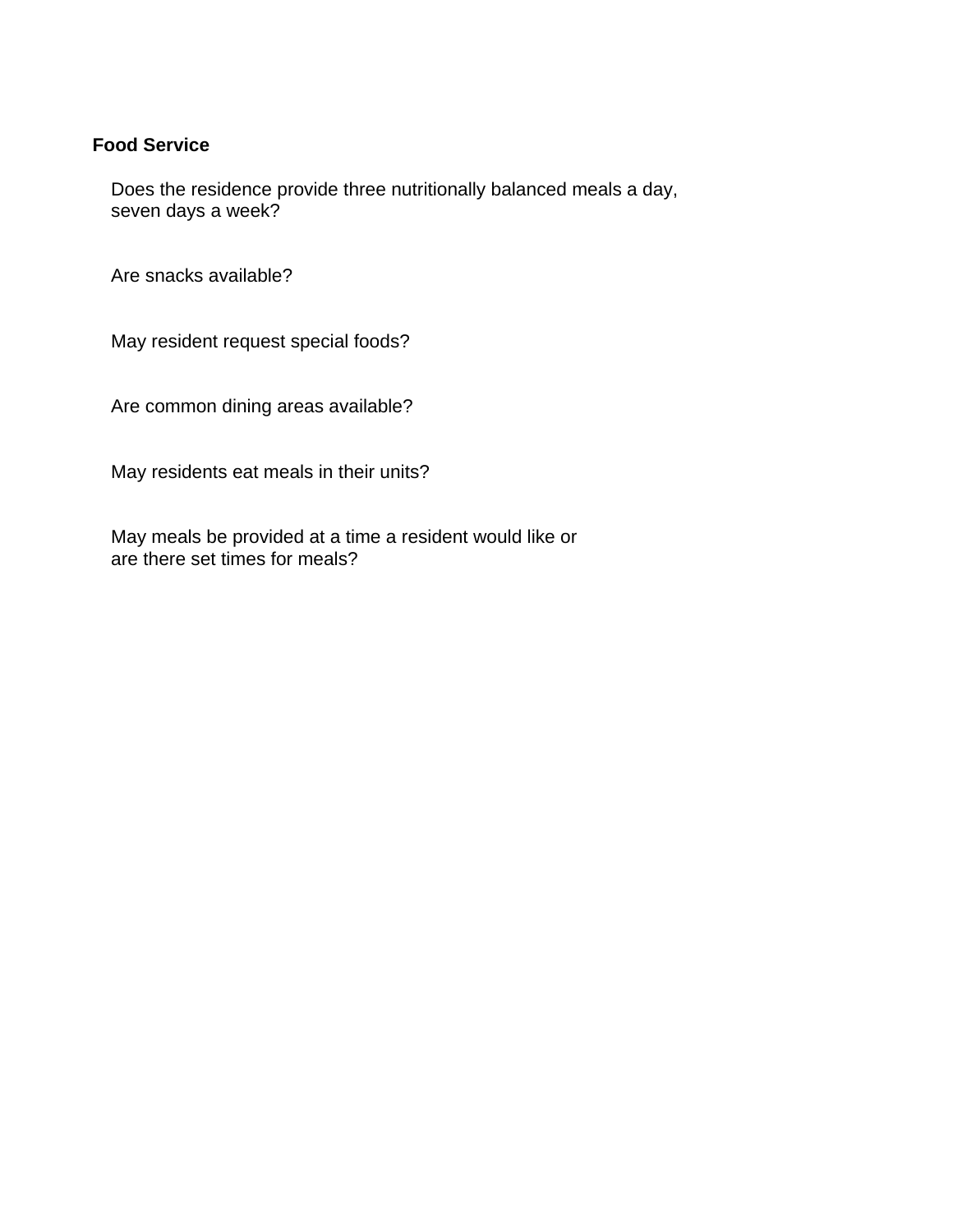**Food Service**

Does the residence provide three nutritionally balanced meals a day, seven days a week?

Are snacks available?

May resident request special foods?

Are common dining areas available?

May residents eat meals in their units?

May meals be provided at a time a resident would like or are there set times for meals?